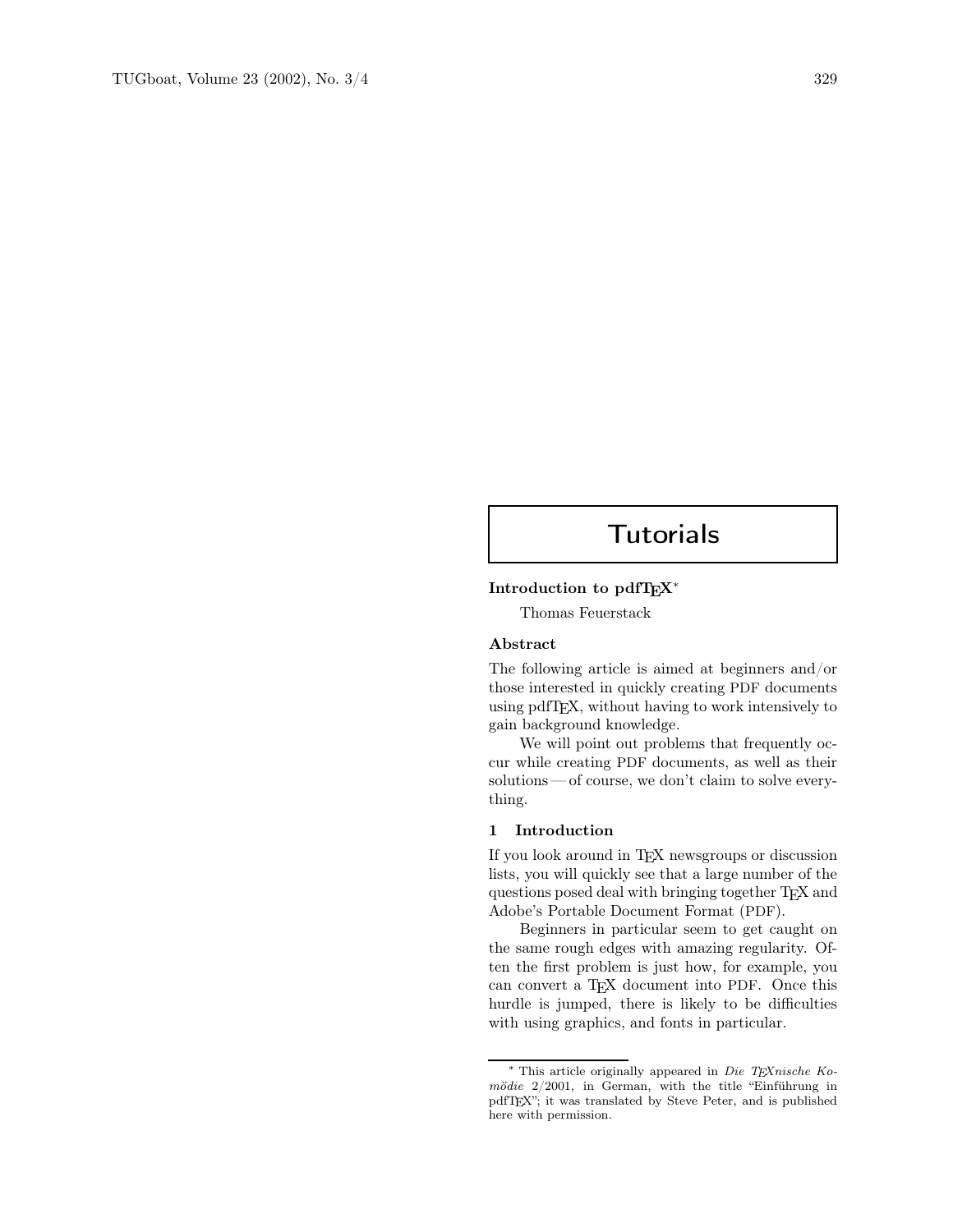# Tutorials

## Introduction to pdfTEX*

Thomas Feuerstack

### Abstract

The following article is aimed at beginners and/or those interested in quickly creating PDF documents using pdfTEX, without having to work intensively to gain background knowledge.

We will point out problems that frequently occur while creating PDF documents, as well as their solutions — of course, we don't claim to solve everything.

### 1 Introduction

If you look around in TEX newsgroups or discussion lists, you will quickly see that a large number of the questions posed deal with bringing together TEX and Adobe's Portable Document Format (PDF).

Beginners in particular seem to get caught on the same rough edges with amazing regularity. Often the first problem is just how, for example, you can convert a TEX document into PDF. Once this hurdle is jumped, there is likely to be difficulties with using graphics, and fonts in particular.

---

* This article originally appeared in *Die TEXnische Komödie* 2/2001, in German, with the title "Einführung in pdfTEX"; it was translated by Steve Peter, and is published here with permission.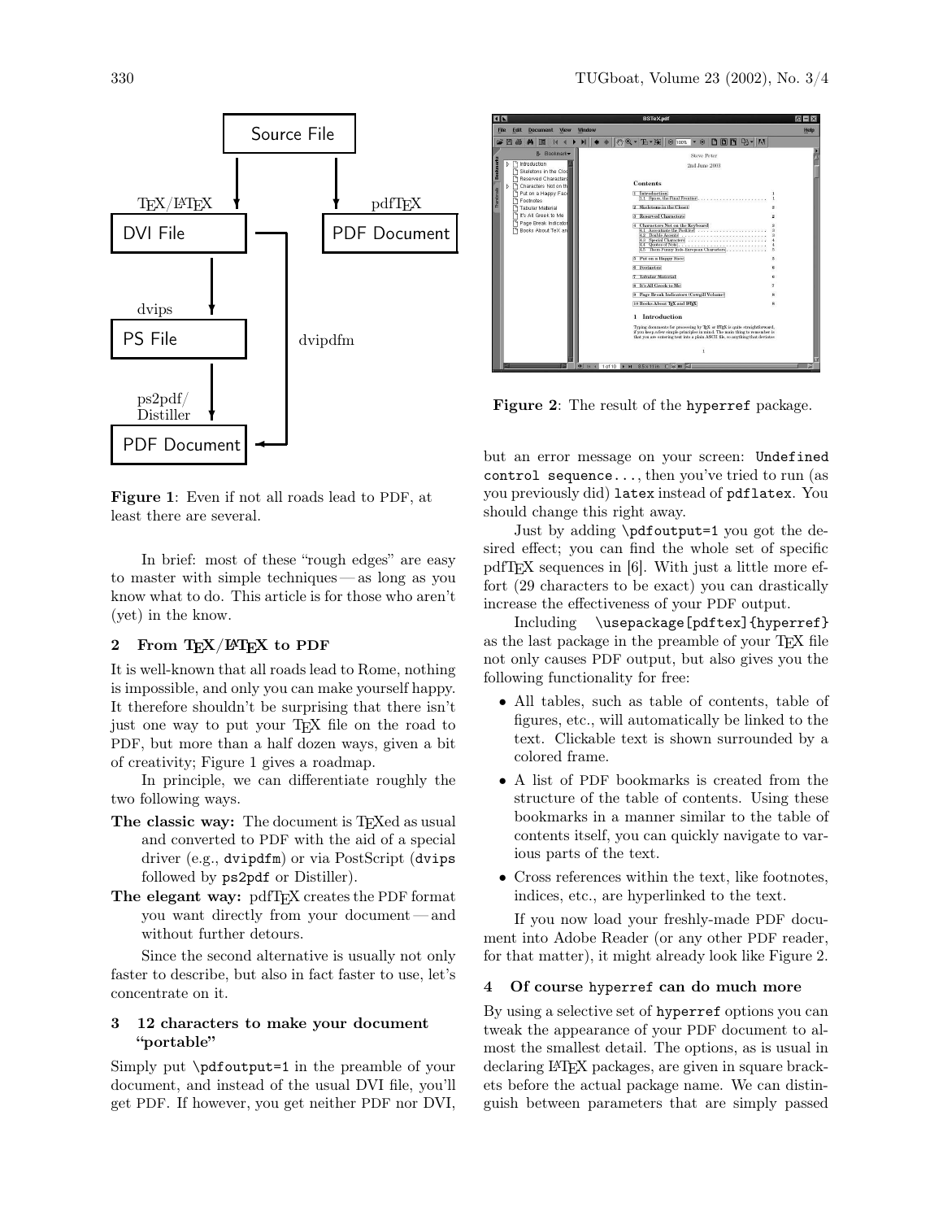Figure 1: Even if not all roads lead to PDF, at least there are several.

In brief: most of these "rough edges" are easy to master with simple techniques — as long as you know what to do. This article is for those who aren't (yet) in the know.

## 2 From TeX/LaTeX to PDF

It is well-known that all roads lead to Rome, nothing is impossible, and only you can make yourself happy. It therefore shouldn't be surprising that there isn't just one way to put your TeX file on the road to PDF, but more than a half dozen ways, given a bit of creativity; Figure 1 gives a roadmap.

In principle, we can differentiate roughly the two following ways.

**The classic way:** The document is TeXed as usual and converted to PDF with the aid of a special driver (e.g., `dvipdfm`) or via PostScript (`dvips` followed by `ps2pdf` or Distiller).

**The elegant way:** pdfTeX creates the PDF format you want directly from your document — and without further detours.

Since the second alternative is usually not only faster to describe, but also in fact faster to use, let's concentrate on it.

## 3 12 characters to make your document "portable"

Simply put `\pdfoutput=1` in the preamble of your document, and instead of the usual DVI file, you'll get PDF. If however, you get neither PDF nor DVI, but an error message on your screen: `Undefined control sequence...`, then you've tried to run (as you previously did) `latex` instead of `pdflatex`. You should change this right away.

Just by adding `\pdfoutput=1` you got the desired effect; you can find the whole set of specific pdfTeX sequences in [6]. With just a little more effort (29 characters to be exact) you can drastically increase the effectiveness of your PDF output.

Including `\usepackage[pdftex]{hyperref}` as the last package in the preamble of your TeX file not only causes PDF output, but also gives you the following functionality for free:

- All tables, such as table of contents, table of figures, etc., will automatically be linked to the text. Clickable text is shown surrounded by a colored frame.
- A list of PDF bookmarks is created from the structure of the table of contents. Using these bookmarks in a manner similar to the table of contents itself, you can quickly navigate to various parts of the text.
- Cross references within the text, like footnotes, indices, etc., are hyperlinked to the text.

If you now load your freshly-made PDF document into Adobe Reader (or any other PDF reader, for that matter), it might already look like Figure 2.

Figure 2: The result of the `hyperref` package.

## 4 Of course `hyperref` can do much more

By using a selective set of `hyperref` options you can tweak the appearance of your PDF document to almost the smallest detail. The options, as is usual in declaring LaTeX packages, are given in square brackets before the actual package name. We can distinguish between parameters that are simply passed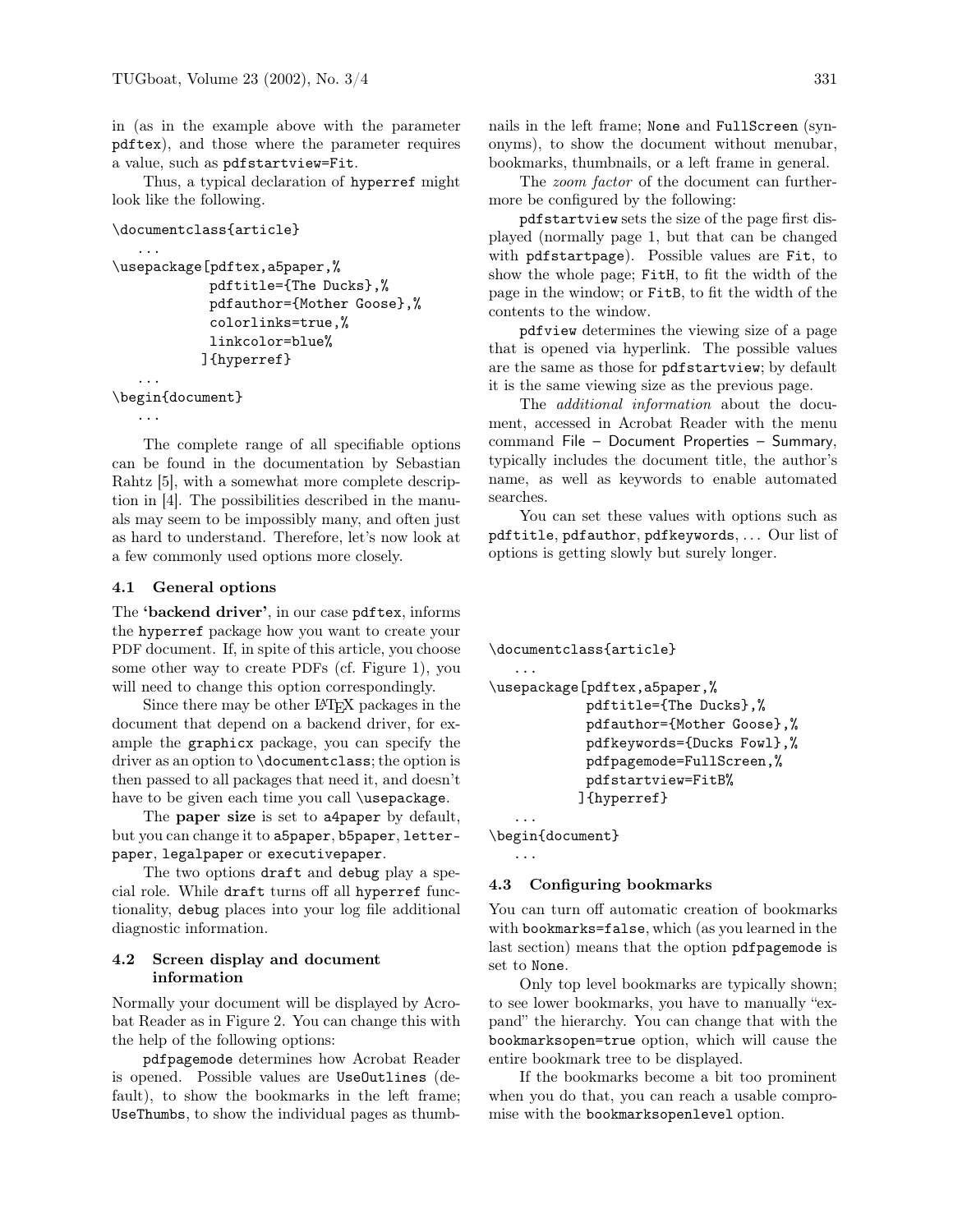in (as in the example above with the parameter pdftex), and those where the parameter requires a value, such as pdfstartview=Fit.

Thus, a typical declaration of hyperref might look like the following.

```
\documentclass{article}
   ...
\usepackage[pdftex,a5paper,%
            pdftitle={The Ducks},%
            pdfauthor={Mother Goose},%
            colorlinks=true,%
            linkcolor=blue%
           ]{hyperref}
   ...
\begin{document}
   ...
```

The complete range of all specifiable options can be found in the documentation by Sebastian Rahtz [5], with a somewhat more complete description in [4]. The possibilities described in the manuals may seem to be impossibly many, and often just as hard to understand. Therefore, let's now look at a few commonly used options more closely.

### 4.1 General options

The **'backend driver'**, in our case pdftex, informs the hyperref package how you want to create your PDF document. If, in spite of this article, you choose some other way to create PDFs (cf. Figure 1), you will need to change this option correspondingly.

Since there may be other LaTeX packages in the document that depend on a backend driver, for example the graphicx package, you can specify the driver as an option to \documentclass; the option is then passed to all packages that need it, and doesn't have to be given each time you call \usepackage.

The **paper size** is set to a4paper by default, but you can change it to a5paper, b5paper, letterpaper, legalpaper or executivepaper.

The two options draft and debug play a special role. While draft turns off all hyperref functionality, debug places into your log file additional diagnostic information.

### 4.2 Screen display and document information

Normally your document will be displayed by Acrobat Reader as in Figure 2. You can change this with the help of the following options:

pdfpagemode determines how Acrobat Reader is opened. Possible values are UseOutlines (default), to show the bookmarks in the left frame; UseThumbs, to show the individual pages as thumbnails in the left frame; None and FullScreen (synonyms), to show the document without menubar, bookmarks, thumbnails, or a left frame in general.

The *zoom factor* of the document can furthermore be configured by the following:

pdfstartview sets the size of the page first displayed (normally page 1, but that can be changed with pdfstartpage). Possible values are Fit, to show the whole page; FitH, to fit the width of the page in the window; or FitB, to fit the width of the contents to the window.

pdfview determines the viewing size of a page that is opened via hyperlink. The possible values are the same as those for pdfstartview; by default it is the same viewing size as the previous page.

The *additional information* about the document, accessed in Acrobat Reader with the menu command File – Document Properties – Summary, typically includes the document title, the author's name, as well as keywords to enable automated searches.

You can set these values with options such as pdftitle, pdfauthor, pdfkeywords, ... Our list of options is getting slowly but surely longer.

```
\documentclass{article}
   ...
\usepackage[pdftex,a5paper,%
            pdftitle={The Ducks},%
            pdfauthor={Mother Goose},%
            pdfkeywords={Ducks Fowl},%
            pdfpagemode=FullScreen,%
            pdfstartview=FitB%
           ]{hyperref}
   ...
\begin{document}
   ...
```

### 4.3 Configuring bookmarks

You can turn off automatic creation of bookmarks with bookmarks=false, which (as you learned in the last section) means that the option pdfpagemode is set to None.

Only top level bookmarks are typically shown; to see lower bookmarks, you have to manually "expand" the hierarchy. You can change that with the bookmarksopen=true option, which will cause the entire bookmark tree to be displayed.

If the bookmarks become a bit too prominent when you do that, you can reach a usable compromise with the bookmarksopenlevel option.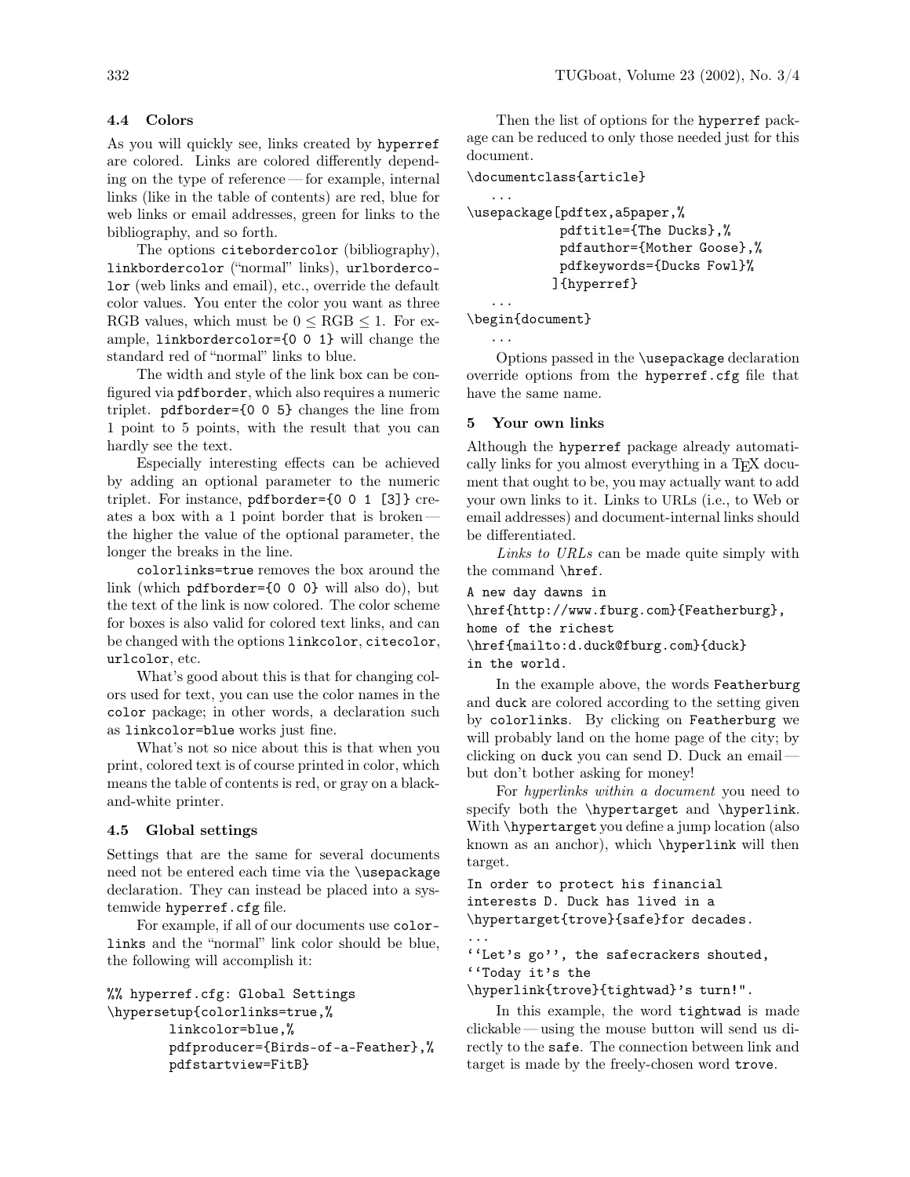### 4.4 Colors

As you will quickly see, links created by hyperref are colored. Links are colored differently depending on the type of reference — for example, internal links (like in the table of contents) are red, blue for web links or email addresses, green for links to the bibliography, and so forth.

The options citebordercolor (bibliography), linkbordercolor ("normal" links), urlbordercolor (web links and email), etc., override the default color values. You enter the color you want as three RGB values, which must be $0 \leq \text{RGB} \leq 1$. For example, linkbordercolor={0 0 1} will change the standard red of "normal" links to blue.

The width and style of the link box can be configured via pdfborder, which also requires a numeric triplet. pdfborder={0 0 5} changes the line from 1 point to 5 points, with the result that you can hardly see the text.

Especially interesting effects can be achieved by adding an optional parameter to the numeric triplet. For instance, pdfborder={0 0 1 [3]} creates a box with a 1 point border that is broken — the higher the value of the optional parameter, the longer the breaks in the line.

colorlinks=true removes the box around the link (which pdfborder={0 0 0} will also do), but the text of the link is now colored. The color scheme for boxes is also valid for colored text links, and can be changed with the options linkcolor, citecolor, urlcolor, etc.

What's good about this is that for changing colors used for text, you can use the color names in the color package; in other words, a declaration such as linkcolor=blue works just fine.

What's not so nice about this is that when you print, colored text is of course printed in color, which means the table of contents is red, or gray on a black-and-white printer.

### 4.5 Global settings

Settings that are the same for several documents need not be entered each time via the \usepackage declaration. They can instead be placed into a systemwide hyperref.cfg file.

For example, if all of our documents use colorlinks and the "normal" link color should be blue, the following will accomplish it:

```
%% hyperref.cfg: Global Settings
\hypersetup{colorlinks=true,%
        linkcolor=blue,%
        pdfproducer={Birds-of-a-Feather},%
        pdfstartview=FitB}
```

Then the list of options for the hyperref package can be reduced to only those needed just for this document.

```
\documentclass{article}
   ...
\usepackage[pdftex,a5paper,%
            pdftitle={The Ducks},%
            pdfauthor={Mother Goose},%
            pdfkeywords={Ducks Fowl}%
           ]{hyperref}
   ...
\begin{document}
   ...
```

Options passed in the \usepackage declaration override options from the hyperref.cfg file that have the same name.

## 5 Your own links

Although the hyperref package already automatically links for you almost everything in a TeX document that ought to be, you may actually want to add your own links to it. Links to URLs (i.e., to Web or email addresses) and document-internal links should be differentiated.

*Links to URLs* can be made quite simply with the command \href.

```
A new day dawns in
\href{http://www.fburg.com}{Featherburg},
home of the richest
\href{mailto:d.duck@fburg.com}{duck}
in the world.
```

In the example above, the words Featherburg and duck are colored according to the setting given by colorlinks. By clicking on Featherburg we will probably land on the home page of the city; by clicking on duck you can send D. Duck an email — but don't bother asking for money!

For *hyperlinks within a document* you need to specify both the \hypertarget and \hyperlink. With \hypertarget you define a jump location (also known as an anchor), which \hyperlink will then target.

```
In order to protect his financial
interests D. Duck has lived in a
\hypertarget{trove}{safe}for decades.
...
''Let's go'', the safecrackers shouted,
''Today it's the
\hyperlink{trove}{tightwad}'s turn!".
```

In this example, the word tightwad is made clickable — using the mouse button will send us directly to the safe. The connection between link and target is made by the freely-chosen word trove.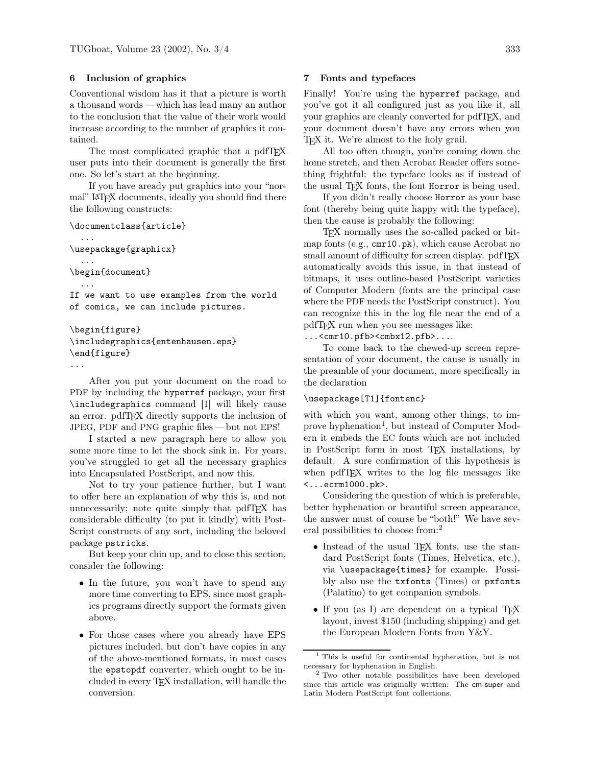## 6 Inclusion of graphics

Conventional wisdom has it that a picture is worth a thousand words — which has lead many an author to the conclusion that the value of their work would increase according to the number of graphics it contained.

The most complicated graphic that a pdfTEX user puts into their document is generally the first one. So let's start at the beginning.

If you have aready put graphics into your "normal" LATEX documents, ideally you should find there the following constructs:

```
\documentclass{article}
  ...
\usepackage{graphicx}
  ...
\begin{document}
  ...
If we want to use examples from the world
of comics, we can include pictures.

\begin{figure}
\includegraphics{entenhausen.eps}
\end{figure}
...
```

After you put your document on the road to PDF by including the `hyperref` package, your first `\includegraphics` command [1] will likely cause an error. pdfTEX directly supports the inclusion of JPEG, PDF and PNG graphic files — but not EPS!

I started a new paragraph here to allow you some more time to let the shock sink in. For years, you've struggled to get all the necessary graphics into Encapsulated PostScript, and now this.

Not to try your patience further, but I want to offer here an explanation of why this is, and not unnecessarily; note quite simply that pdfTEX has considerable difficulty (to put it kindly) with PostScript constructs of any sort, including the beloved package `pstricks`.

But keep your chin up, and to close this section, consider the following:

- In the future, you won't have to spend any more time converting to EPS, since most graphics programs directly support the formats given above.
- For those cases where you already have EPS pictures included, but don't have copies in any of the above-mentioned formats, in most cases the `epstopdf` converter, which ought to be included in every TEX installation, will handle the conversion.

## 7 Fonts and typefaces

Finally! You're using the `hyperref` package, and you've got it all configured just as you like it, all your graphics are cleanly converted for pdfTEX, and your document doesn't have any errors when you TEX it. We're almost to the holy grail.

All too often though, you're coming down the home stretch, and then Acrobat Reader offers something frightful: the typeface looks as if instead of the usual TEX fonts, the font `Horror` is being used.

If you didn't really choose `Horror` as your base font (thereby being quite happy with the typeface), then the cause is probably the following:

TEX normally uses the so-called packed or bitmap fonts (e.g., `cmr10.pk`), which cause Acrobat no small amount of difficulty for screen display. pdfTEX automatically avoids this issue, in that instead of bitmaps, it uses outline-based PostScript varieties of Computer Modern (fonts are the principal case where the PDF needs the PostScript construct). You can recognize this in the log file near the end of a pdfTEX run when you see messages like:
`...<cmr10.pfb><cmbx12.pfb>....`

To come back to the chewed-up screen representation of your document, the cause is usually in the preamble of your document, more specifically in the declaration

```
\usepackage[T1]{fontenc}
```

with which you want, among other things, to improve hyphenation[1], but instead of Computer Modern it embeds the EC fonts which are not included in PostScript form in most TEX installations, by default. A sure confirmation of this hypothesis is when pdfTEX writes to the log file messages like `<...ecrm1000.pk>`.

Considering the question of which is preferable, better hyphenation or beautiful screen appearance, the answer must of course be "both!" We have several possibilities to choose from:[2]

- Instead of the usual TEX fonts, use the standard PostScript fonts (Times, Helvetica, etc.), via `\usepackage{times}` for example. Possibly also use the `txfonts` (Times) or `pxfonts` (Palatino) to get companion symbols.
- If you (as I) are dependent on a typical TEX layout, invest $150 (including shipping) and get the European Modern Fonts from Y&Y.

[1] This is useful for continental hyphenation, but is not necessary for hyphenation in English.

[2] Two other notable possibilities have been developed since this article was originally written: The cm-super and Latin Modern PostScript font collections.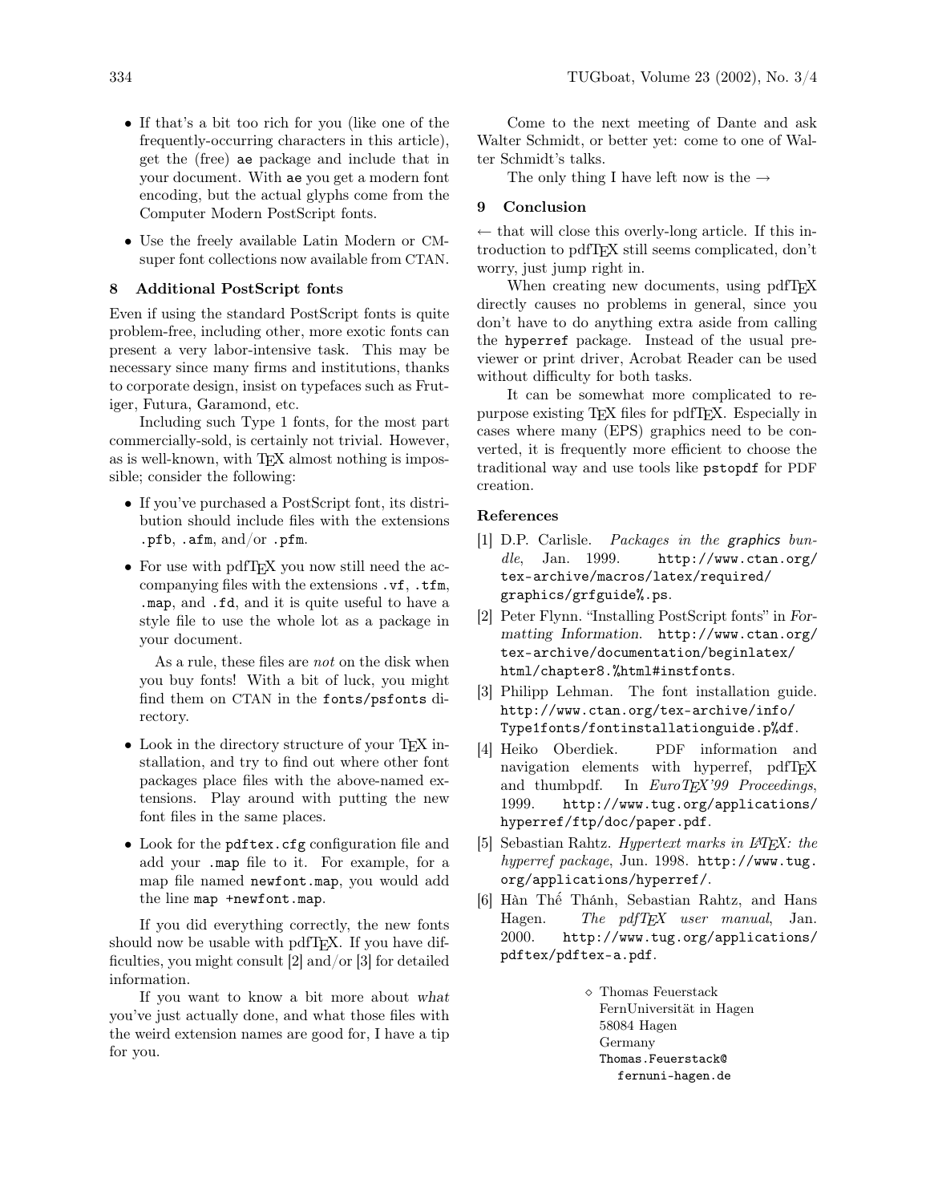- If that's a bit too rich for you (like one of the frequently-occurring characters in this article), get the (free) `ae` package and include that in your document. With `ae` you get a modern font encoding, but the actual glyphs come from the Computer Modern PostScript fonts.
- Use the freely available Latin Modern or CM-super font collections now available from CTAN.

## 8 Additional PostScript fonts

Even if using the standard PostScript fonts is quite problem-free, including other, more exotic fonts can present a very labor-intensive task. This may be necessary since many firms and institutions, thanks to corporate design, insist on typefaces such as Frutiger, Futura, Garamond, etc.

Including such Type 1 fonts, for the most part commercially-sold, is certainly not trivial. However, as is well-known, with TEX almost nothing is impossible; consider the following:

- If you've purchased a PostScript font, its distribution should include files with the extensions `.pfb`, `.afm`, and/or `.pfm`.
- For use with pdfTEX you now still need the accompanying files with the extensions `.vf`, `.tfm`, `.map`, and `.fd`, and it is quite useful to have a style file to use the whole lot as a package in your document.

  As a rule, these files are *not* on the disk when you buy fonts! With a bit of luck, you might find them on CTAN in the `fonts/psfonts` directory.
- Look in the directory structure of your TEX installation, and try to find out where other font packages place files with the above-named extensions. Play around with putting the new font files in the same places.
- Look for the `pdftex.cfg` configuration file and add your `.map` file to it. For example, for a map file named `newfont.map`, you would add the line `map +newfont.map`.

If you did everything correctly, the new fonts should now be usable with pdfTEX. If you have difficulties, you might consult [2] and/or [3] for detailed information.

If you want to know a bit more about *what* you've just actually done, and what those files with the weird extension names are good for, I have a tip for you.

Come to the next meeting of Dante and ask Walter Schmidt, or better yet: come to one of Walter Schmidt's talks.

The only thing I have left now is the →

## 9 Conclusion

← that will close this overly-long article. If this introduction to pdfTEX still seems complicated, don't worry, just jump right in.

When creating new documents, using pdfTEX directly causes no problems in general, since you don't have to do anything extra aside from calling the `hyperref` package. Instead of the usual previewer or print driver, Acrobat Reader can be used without difficulty for both tasks.

It can be somewhat more complicated to repurpose existing TEX files for pdfTEX. Especially in cases where many (EPS) graphics need to be converted, it is frequently more efficient to choose the traditional way and use tools like `pstopdf` for PDF creation.

## References

[1] D.P. Carlisle. *Packages in the graphics bundle*, Jan. 1999. `http://www.ctan.org/tex-archive/macros/latex/required/graphics/grfguide%.ps`.

[2] Peter Flynn. "Installing PostScript fonts" in *Formatting Information*. `http://www.ctan.org/tex-archive/documentation/beginlatex/html/chapter8.%html#instfonts`.

[3] Philipp Lehman. The font installation guide. `http://www.ctan.org/tex-archive/info/Type1fonts/fontinstallationguide.p%df`.

[4] Heiko Oberdiek. PDF information and navigation elements with hyperref, pdfTEX and thumbpdf. In *EuroTEX'99 Proceedings*, 1999. `http://www.tug.org/applications/hyperref/ftp/doc/paper.pdf`.

[5] Sebastian Rahtz. *Hypertext marks in LATEX: the hyperref package*, Jun. 1998. `http://www.tug.org/applications/hyperref/`.

[6] Hàn Thế Thánh, Sebastian Rahtz, and Hans Hagen. *The pdfTEX user manual*, Jan. 2000. `http://www.tug.org/applications/pdftex/pdftex-a.pdf`.

◇ Thomas Feuerstack
FernUniversität in Hagen
58084 Hagen
Germany
`Thomas.Feuerstack@fernuni-hagen.de`